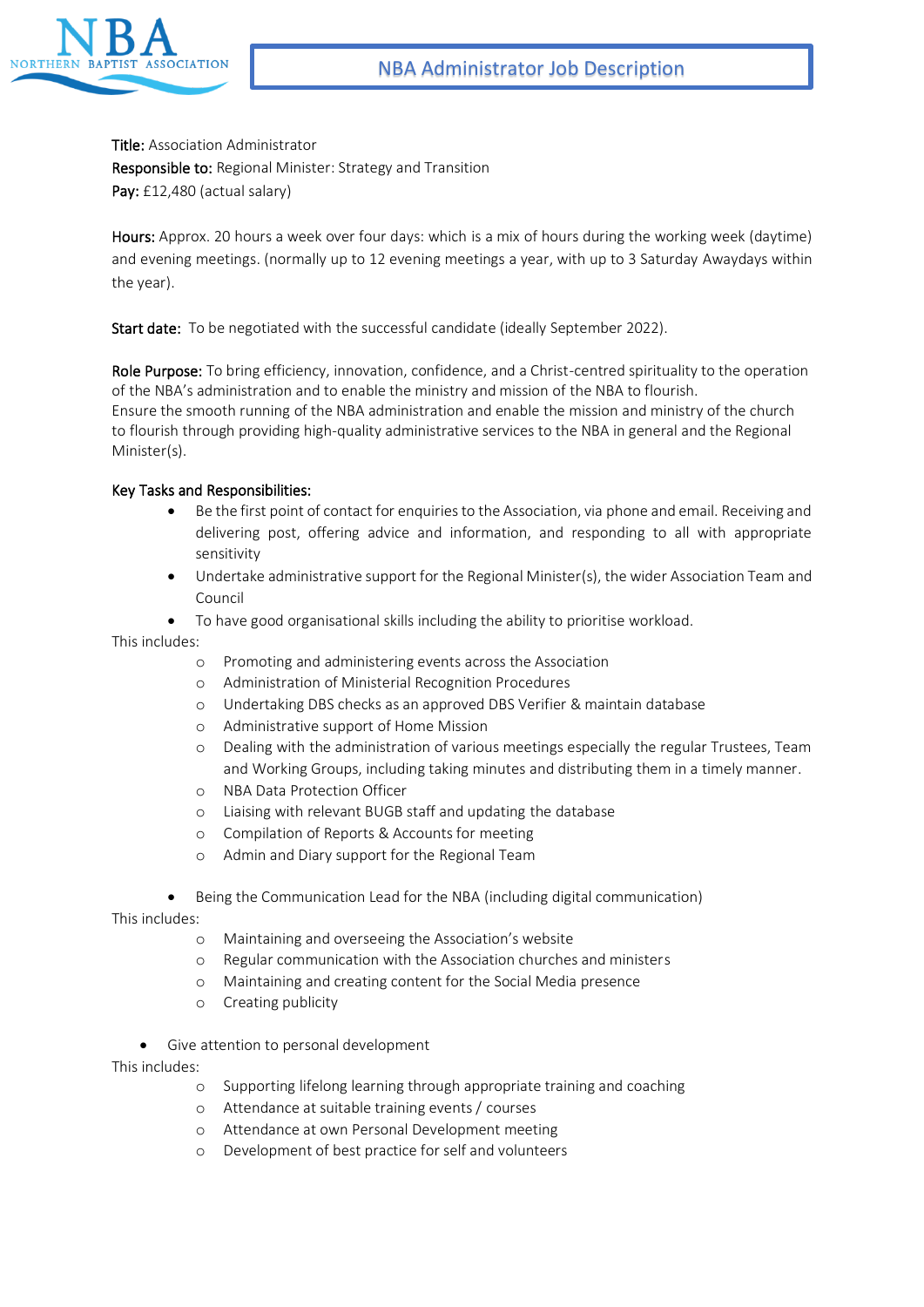NBA NORTHERN BAPTIST ASSOCIATION

# NBA Administrator Job Description

**Title:** Association Administrator
**Responsible to:** Regional Minister: Strategy and Transition
**Pay:** £12,480 (actual salary)

**Hours:** Approx. 20 hours a week over four days: which is a mix of hours during the working week (daytime) and evening meetings. (normally up to 12 evening meetings a year, with up to 3 Saturday Awaydays within the year).

**Start date:** To be negotiated with the successful candidate (ideally September 2022).

**Role Purpose:** To bring efficiency, innovation, confidence, and a Christ-centred spirituality to the operation of the NBA's administration and to enable the ministry and mission of the NBA to flourish.
Ensure the smooth running of the NBA administration and enable the mission and ministry of the church to flourish through providing high-quality administrative services to the NBA in general and the Regional Minister(s).

**Key Tasks and Responsibilities:**

- Be the first point of contact for enquiries to the Association, via phone and email. Receiving and delivering post, offering advice and information, and responding to all with appropriate sensitivity
- Undertake administrative support for the Regional Minister(s), the wider Association Team and Council
- To have good organisational skills including the ability to prioritise workload.

This includes:

- Promoting and administering events across the Association
- Administration of Ministerial Recognition Procedures
- Undertaking DBS checks as an approved DBS Verifier & maintain database
- Administrative support of Home Mission
- Dealing with the administration of various meetings especially the regular Trustees, Team and Working Groups, including taking minutes and distributing them in a timely manner.
- NBA Data Protection Officer
- Liaising with relevant BUGB staff and updating the database
- Compilation of Reports & Accounts for meeting
- Admin and Diary support for the Regional Team

- Being the Communication Lead for the NBA (including digital communication)

This includes:

- Maintaining and overseeing the Association's website
- Regular communication with the Association churches and ministers
- Maintaining and creating content for the Social Media presence
- Creating publicity

- Give attention to personal development

This includes:

- Supporting lifelong learning through appropriate training and coaching
- Attendance at suitable training events / courses
- Attendance at own Personal Development meeting
- Development of best practice for self and volunteers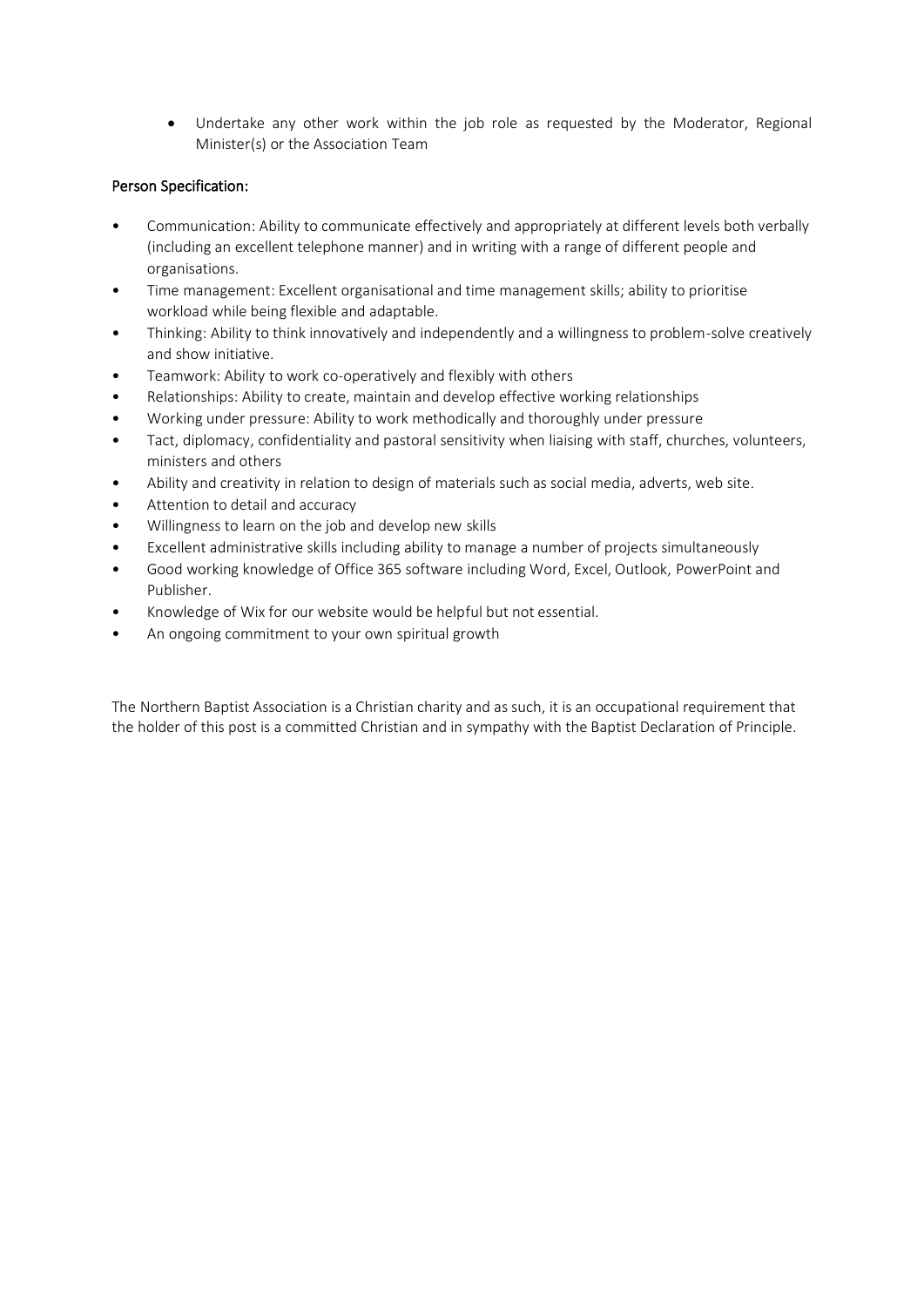- Undertake any other work within the job role as requested by the Moderator, Regional Minister(s) or the Association Team

## Person Specification:

- Communication: Ability to communicate effectively and appropriately at different levels both verbally (including an excellent telephone manner) and in writing with a range of different people and organisations.
- Time management: Excellent organisational and time management skills; ability to prioritise workload while being flexible and adaptable.
- Thinking: Ability to think innovatively and independently and a willingness to problem-solve creatively and show initiative.
- Teamwork: Ability to work co-operatively and flexibly with others
- Relationships: Ability to create, maintain and develop effective working relationships
- Working under pressure: Ability to work methodically and thoroughly under pressure
- Tact, diplomacy, confidentiality and pastoral sensitivity when liaising with staff, churches, volunteers, ministers and others
- Ability and creativity in relation to design of materials such as social media, adverts, web site.
- Attention to detail and accuracy
- Willingness to learn on the job and develop new skills
- Excellent administrative skills including ability to manage a number of projects simultaneously
- Good working knowledge of Office 365 software including Word, Excel, Outlook, PowerPoint and Publisher.
- Knowledge of Wix for our website would be helpful but not essential.
- An ongoing commitment to your own spiritual growth

The Northern Baptist Association is a Christian charity and as such, it is an occupational requirement that the holder of this post is a committed Christian and in sympathy with the Baptist Declaration of Principle.